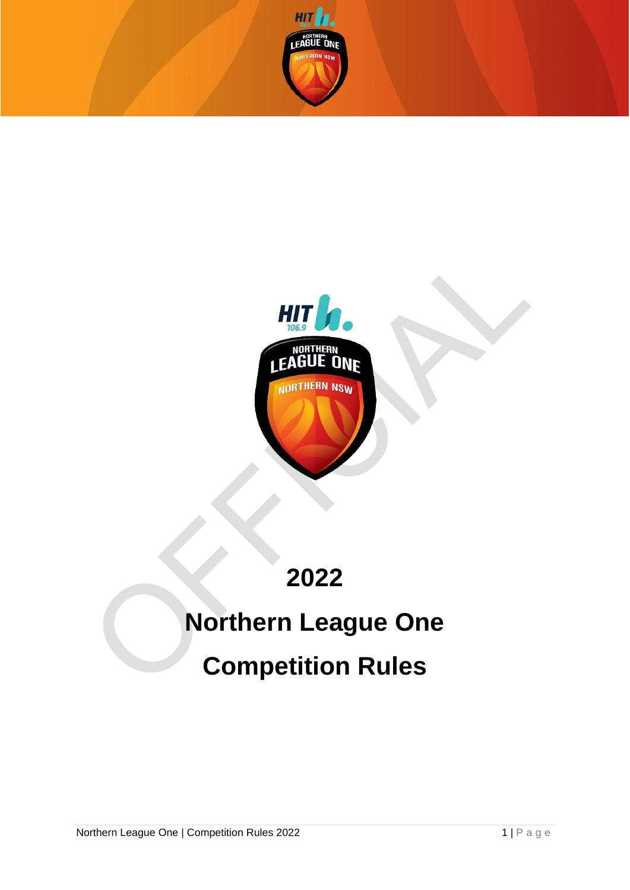# 2022

# Northern League One

# Competition Rules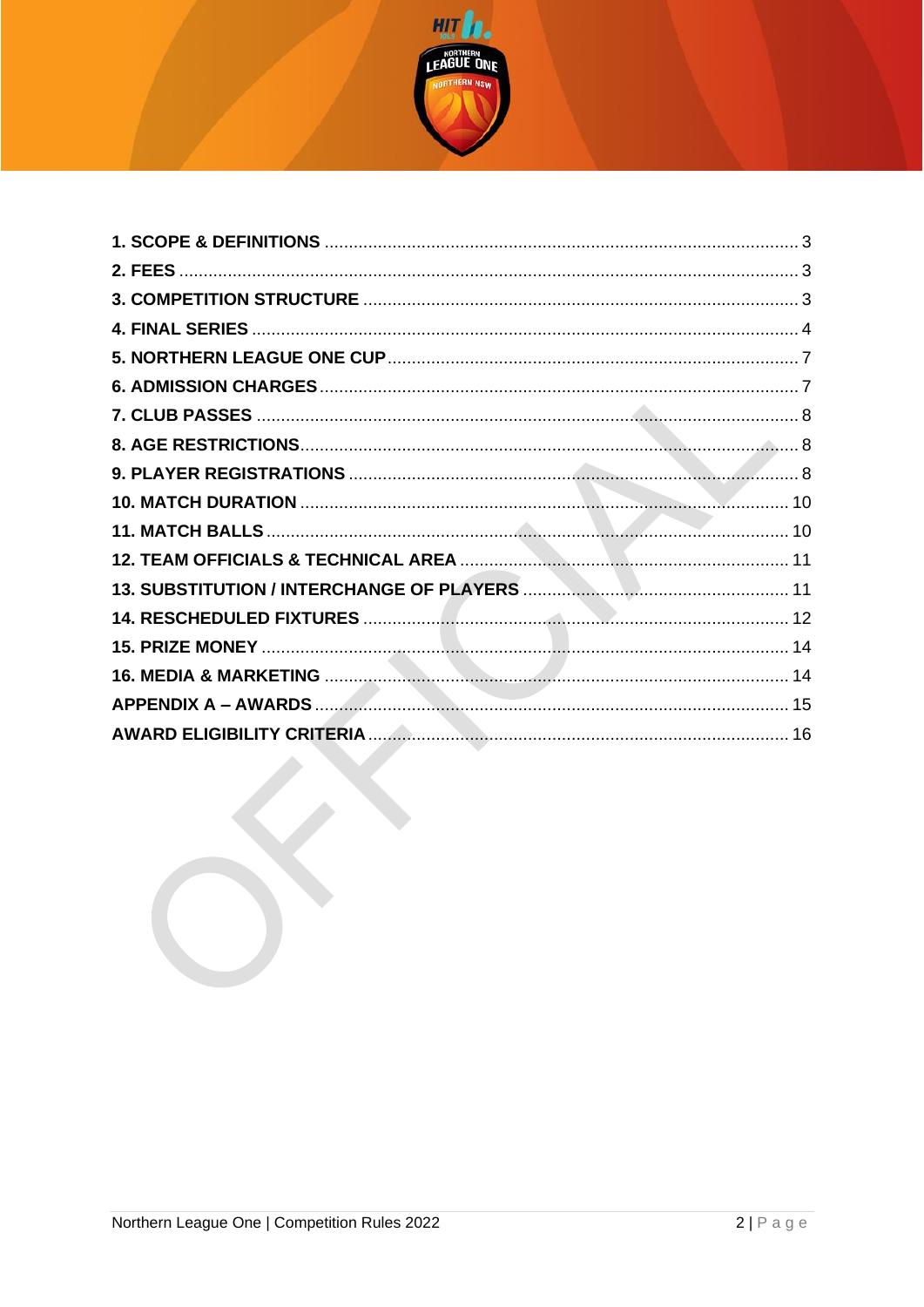| | |
|---|---|
| **1. SCOPE & DEFINITIONS** | 3 |
| **2. FEES** | 3 |
| **3. COMPETITION STRUCTURE** | 3 |
| **4. FINAL SERIES** | 4 |
| **5. NORTHERN LEAGUE ONE CUP** | 7 |
| **6. ADMISSION CHARGES** | 7 |
| **7. CLUB PASSES** | 8 |
| **8. AGE RESTRICTIONS** | 8 |
| **9. PLAYER REGISTRATIONS** | 8 |
| **10. MATCH DURATION** | 10 |
| **11. MATCH BALLS** | 10 |
| **12. TEAM OFFICIALS & TECHNICAL AREA** | 11 |
| **13. SUBSTITUTION / INTERCHANGE OF PLAYERS** | 11 |
| **14. RESCHEDULED FIXTURES** | 12 |
| **15. PRIZE MONEY** | 14 |
| **16. MEDIA & MARKETING** | 14 |
| **APPENDIX A – AWARDS** | 15 |
| **AWARD ELIGIBILITY CRITERIA** | 16 |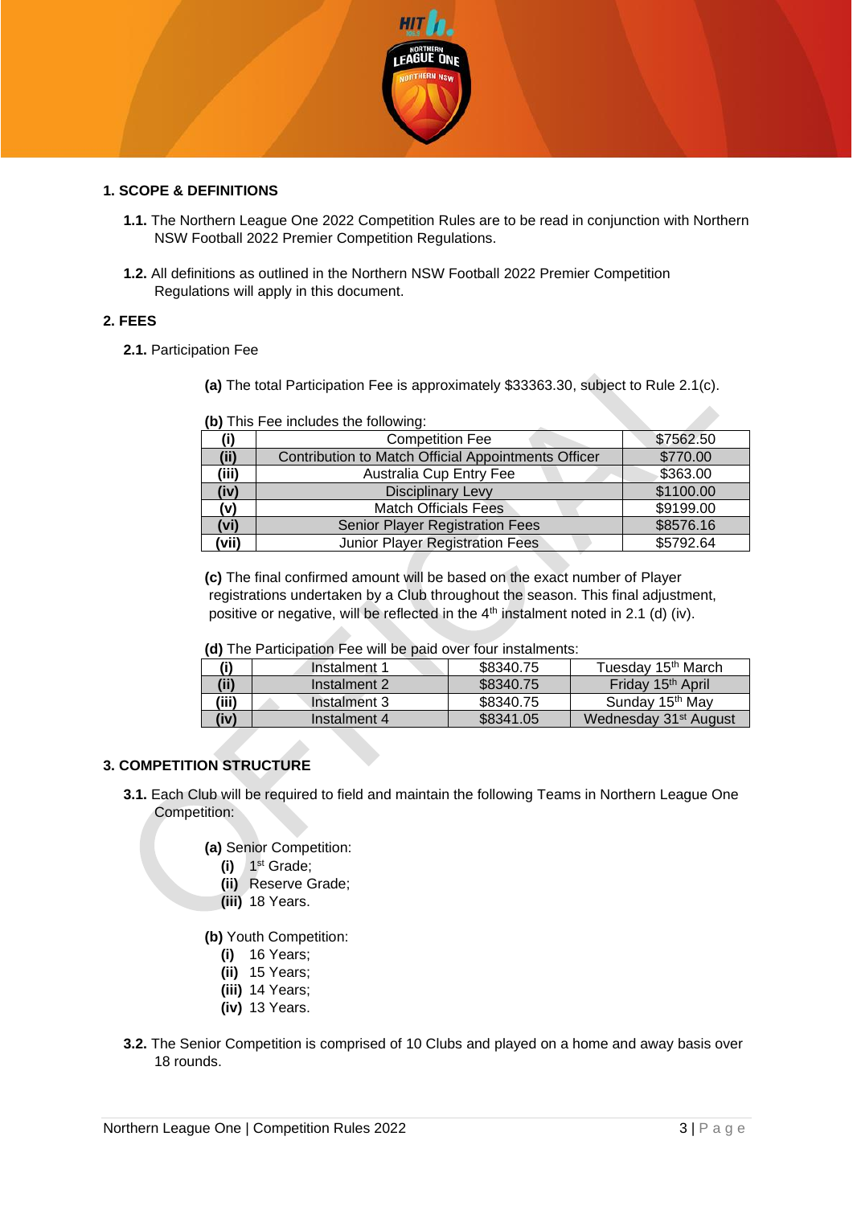## 1. SCOPE & DEFINITIONS

**1.1.** The Northern League One 2022 Competition Rules are to be read in conjunction with Northern NSW Football 2022 Premier Competition Regulations.

**1.2.** All definitions as outlined in the Northern NSW Football 2022 Premier Competition Regulations will apply in this document.

## 2. FEES

**2.1.** Participation Fee

**(a)** The total Participation Fee is approximately $33363.30, subject to Rule 2.1(c).

**(b)** This Fee includes the following:

| | | |
|---|---|---|
| **(i)** | Competition Fee | $7562.50 |
| **(ii)** | Contribution to Match Official Appointments Officer | $770.00 |
| **(iii)** | Australia Cup Entry Fee | $363.00 |
| **(iv)** | Disciplinary Levy | $1100.00 |
| **(v)** | Match Officials Fees | $9199.00 |
| **(vi)** | Senior Player Registration Fees | $8576.16 |
| **(vii)** | Junior Player Registration Fees | $5792.64 |

**(c)** The final confirmed amount will be based on the exact number of Player registrations undertaken by a Club throughout the season. This final adjustment, positive or negative, will be reflected in the 4th instalment noted in 2.1 (d) (iv).

**(d)** The Participation Fee will be paid over four instalments:

| | | | |
|---|---|---|---|
| **(i)** | Instalment 1 | $8340.75 | Tuesday 15th March |
| **(ii)** | Instalment 2 | $8340.75 | Friday 15th April |
| **(iii)** | Instalment 3 | $8340.75 | Sunday 15th May |
| **(iv)** | Instalment 4 | $8341.05 | Wednesday 31st August |

## 3. COMPETITION STRUCTURE

**3.1.** Each Club will be required to field and maintain the following Teams in Northern League One Competition:

**(a)** Senior Competition:
- **(i)** 1st Grade;
- **(ii)** Reserve Grade;
- **(iii)** 18 Years.

**(b)** Youth Competition:
- **(i)** 16 Years;
- **(ii)** 15 Years;
- **(iii)** 14 Years;
- **(iv)** 13 Years.

**3.2.** The Senior Competition is comprised of 10 Clubs and played on a home and away basis over 18 rounds.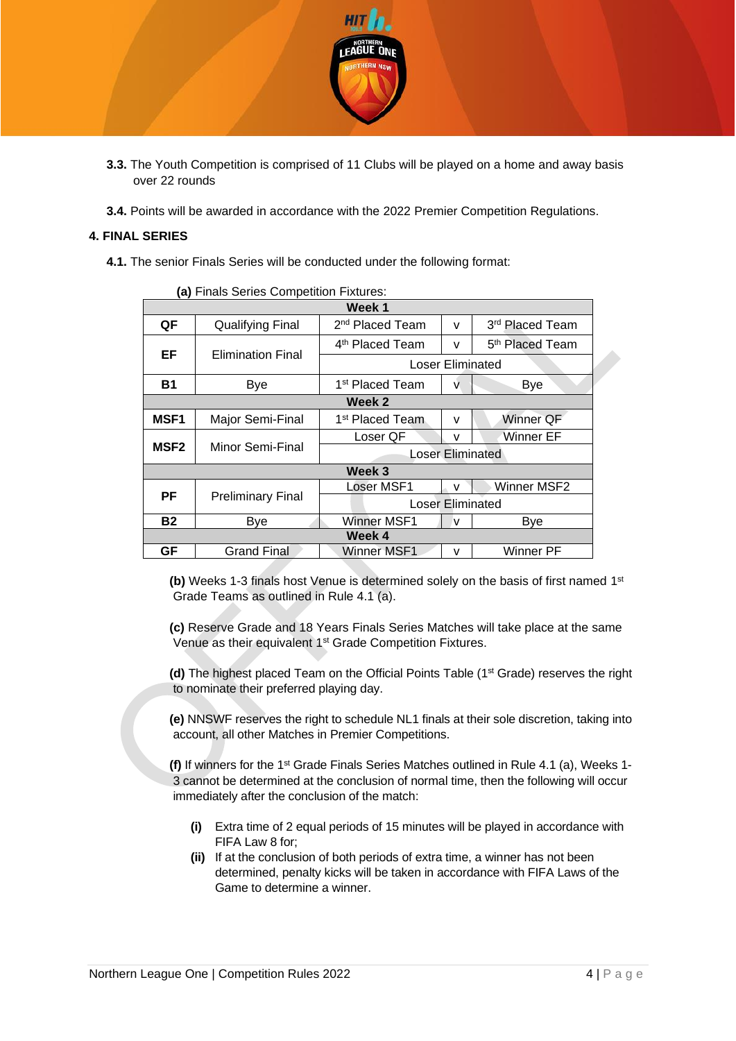**3.3.** The Youth Competition is comprised of 11 Clubs will be played on a home and away basis over 22 rounds

**3.4.** Points will be awarded in accordance with the 2022 Premier Competition Regulations.

## 4. FINAL SERIES

**4.1.** The senior Finals Series will be conducted under the following format:

**(a)** Finals Series Competition Fixtures:

| | | | | |
|---|---|---|---|---|
| **Week 1** | | | | |
| **QF** | Qualifying Final | 2nd Placed Team | v | 3rd Placed Team |
| **EF** | Elimination Final | 4th Placed Team | v | 5th Placed Team |
| | | Loser Eliminated | | |
| **B1** | Bye | 1st Placed Team | v | Bye |
| **Week 2** | | | | |
| **MSF1** | Major Semi-Final | 1st Placed Team | v | Winner QF |
| **MSF2** | Minor Semi-Final | Loser QF | v | Winner EF |
| | | Loser Eliminated | | |
| **Week 3** | | | | |
| **PF** | Preliminary Final | Loser MSF1 | v | Winner MSF2 |
| | | Loser Eliminated | | |
| **B2** | Bye | Winner MSF1 | v | Bye |
| **Week 4** | | | | |
| **GF** | Grand Final | Winner MSF1 | v | Winner PF |

**(b)** Weeks 1-3 finals host Venue is determined solely on the basis of first named 1st Grade Teams as outlined in Rule 4.1 (a).

**(c)** Reserve Grade and 18 Years Finals Series Matches will take place at the same Venue as their equivalent 1st Grade Competition Fixtures.

**(d)** The highest placed Team on the Official Points Table (1st Grade) reserves the right to nominate their preferred playing day.

**(e)** NNSWF reserves the right to schedule NL1 finals at their sole discretion, taking into account, all other Matches in Premier Competitions.

**(f)** If winners for the 1st Grade Finals Series Matches outlined in Rule 4.1 (a), Weeks 1-3 cannot be determined at the conclusion of normal time, then the following will occur immediately after the conclusion of the match:

- **(i)** Extra time of 2 equal periods of 15 minutes will be played in accordance with FIFA Law 8 for;
- **(ii)** If at the conclusion of both periods of extra time, a winner has not been determined, penalty kicks will be taken in accordance with FIFA Laws of the Game to determine a winner.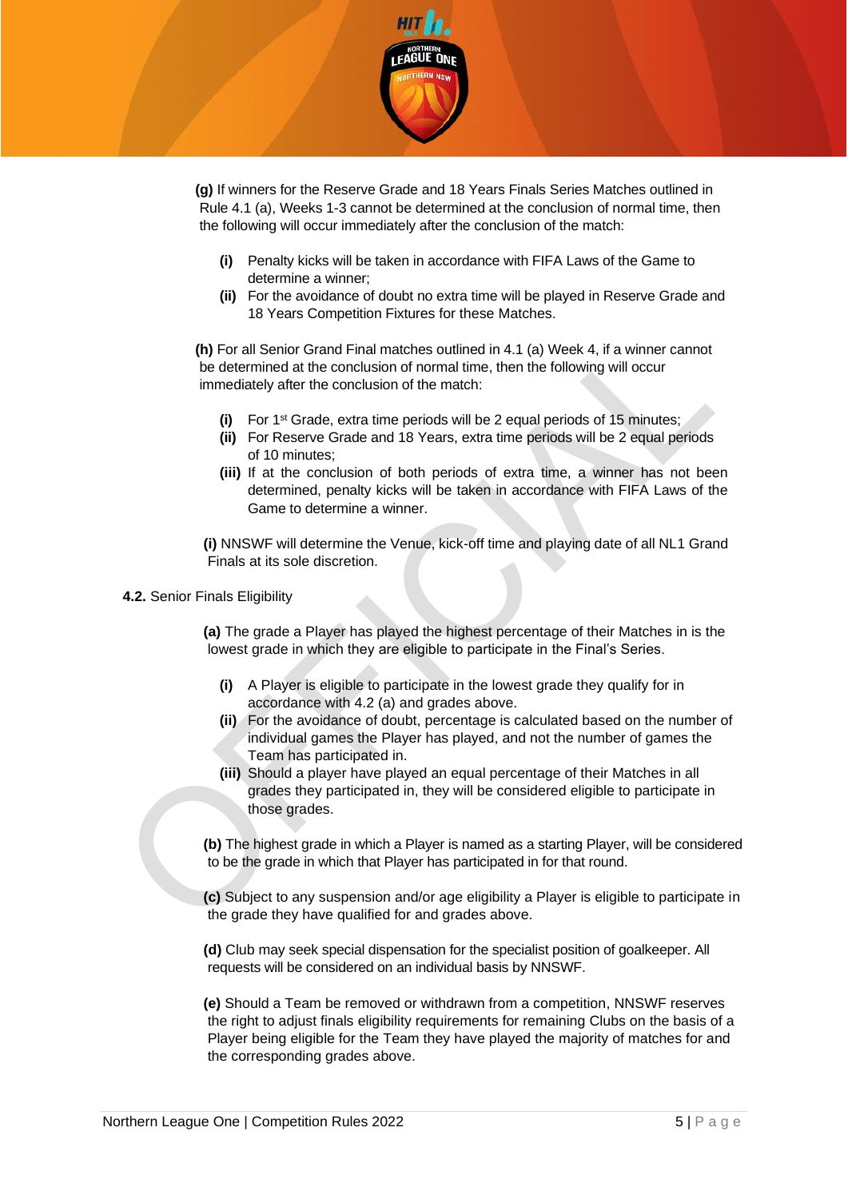**(g)** If winners for the Reserve Grade and 18 Years Finals Series Matches outlined in Rule 4.1 (a), Weeks 1-3 cannot be determined at the conclusion of normal time, then the following will occur immediately after the conclusion of the match:

- **(i)** Penalty kicks will be taken in accordance with FIFA Laws of the Game to determine a winner;
- **(ii)** For the avoidance of doubt no extra time will be played in Reserve Grade and 18 Years Competition Fixtures for these Matches.

**(h)** For all Senior Grand Final matches outlined in 4.1 (a) Week 4, if a winner cannot be determined at the conclusion of normal time, then the following will occur immediately after the conclusion of the match:

- **(i)** For 1st Grade, extra time periods will be 2 equal periods of 15 minutes;
- **(ii)** For Reserve Grade and 18 Years, extra time periods will be 2 equal periods of 10 minutes;
- **(iii)** If at the conclusion of both periods of extra time, a winner has not been determined, penalty kicks will be taken in accordance with FIFA Laws of the Game to determine a winner.

**(i)** NNSWF will determine the Venue, kick-off time and playing date of all NL1 Grand Finals at its sole discretion.

**4.2.** Senior Finals Eligibility

**(a)** The grade a Player has played the highest percentage of their Matches in is the lowest grade in which they are eligible to participate in the Final's Series.

- **(i)** A Player is eligible to participate in the lowest grade they qualify for in accordance with 4.2 (a) and grades above.
- **(ii)** For the avoidance of doubt, percentage is calculated based on the number of individual games the Player has played, and not the number of games the Team has participated in.
- **(iii)** Should a player have played an equal percentage of their Matches in all grades they participated in, they will be considered eligible to participate in those grades.

**(b)** The highest grade in which a Player is named as a starting Player, will be considered to be the grade in which that Player has participated in for that round.

**(c)** Subject to any suspension and/or age eligibility a Player is eligible to participate in the grade they have qualified for and grades above.

**(d)** Club may seek special dispensation for the specialist position of goalkeeper. All requests will be considered on an individual basis by NNSWF.

**(e)** Should a Team be removed or withdrawn from a competition, NNSWF reserves the right to adjust finals eligibility requirements for remaining Clubs on the basis of a Player being eligible for the Team they have played the majority of matches for and the corresponding grades above.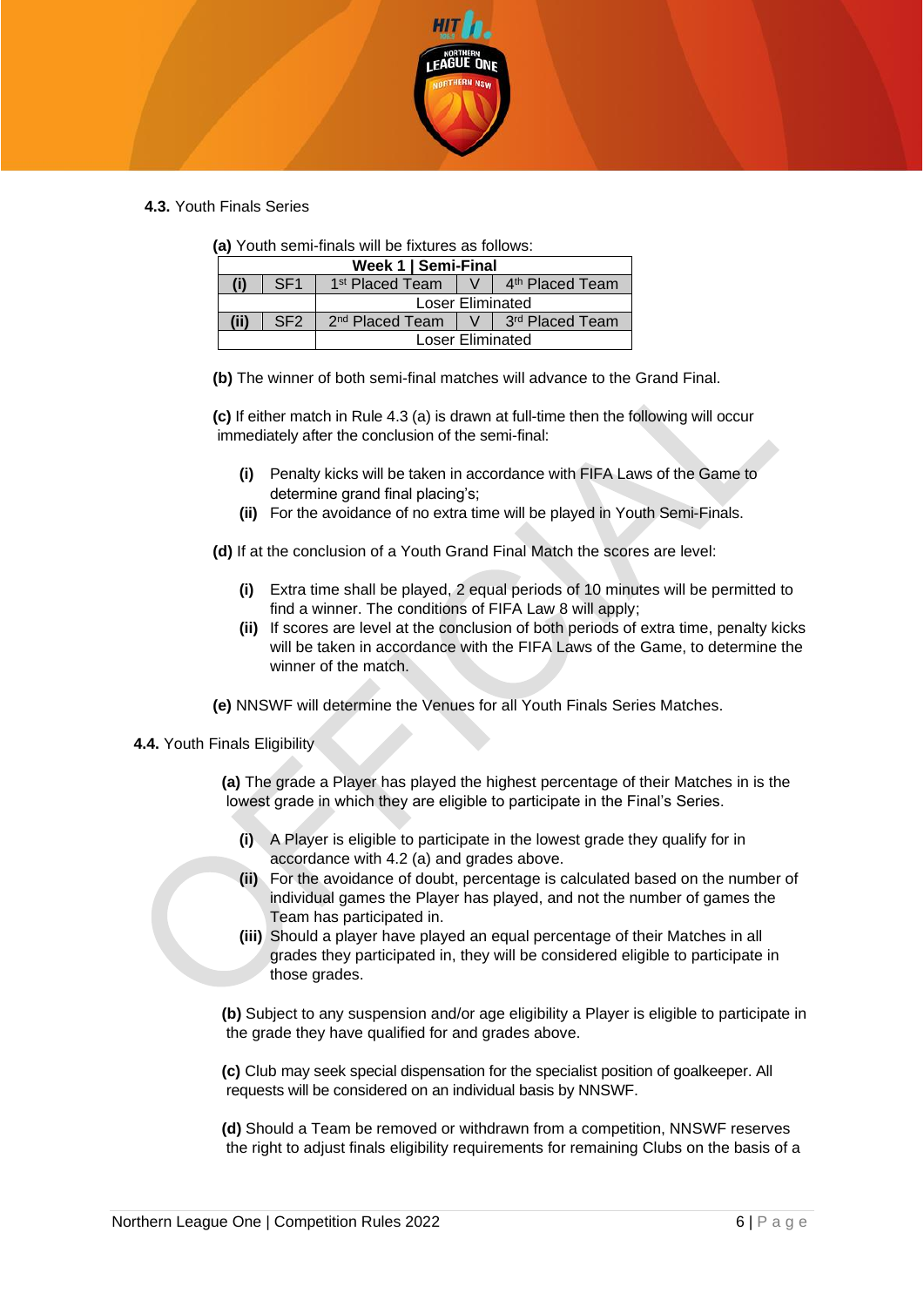**4.3.** Youth Finals Series

**(a)** Youth semi-finals will be fixtures as follows:

| Week 1 \| Semi-Final | | | | |
|---|---|---|---|---|
| **(i)** | SF1 | 1st Placed Team | V | 4th Placed Team |
| | | Loser Eliminated | | |
| **(ii)** | SF2 | 2nd Placed Team | V | 3rd Placed Team |
| | | Loser Eliminated | | |

**(b)** The winner of both semi-final matches will advance to the Grand Final.

**(c)** If either match in Rule 4.3 (a) is drawn at full-time then the following will occur immediately after the conclusion of the semi-final:

- **(i)** Penalty kicks will be taken in accordance with FIFA Laws of the Game to determine grand final placing's;
- **(ii)** For the avoidance of no extra time will be played in Youth Semi-Finals.

**(d)** If at the conclusion of a Youth Grand Final Match the scores are level:

- **(i)** Extra time shall be played, 2 equal periods of 10 minutes will be permitted to find a winner. The conditions of FIFA Law 8 will apply;
- **(ii)** If scores are level at the conclusion of both periods of extra time, penalty kicks will be taken in accordance with the FIFA Laws of the Game, to determine the winner of the match.

**(e)** NNSWF will determine the Venues for all Youth Finals Series Matches.

**4.4.** Youth Finals Eligibility

**(a)** The grade a Player has played the highest percentage of their Matches in is the lowest grade in which they are eligible to participate in the Final's Series.

- **(i)** A Player is eligible to participate in the lowest grade they qualify for in accordance with 4.2 (a) and grades above.
- **(ii)** For the avoidance of doubt, percentage is calculated based on the number of individual games the Player has played, and not the number of games the Team has participated in.
- **(iii)** Should a player have played an equal percentage of their Matches in all grades they participated in, they will be considered eligible to participate in those grades.

**(b)** Subject to any suspension and/or age eligibility a Player is eligible to participate in the grade they have qualified for and grades above.

**(c)** Club may seek special dispensation for the specialist position of goalkeeper. All requests will be considered on an individual basis by NNSWF.

**(d)** Should a Team be removed or withdrawn from a competition, NNSWF reserves the right to adjust finals eligibility requirements for remaining Clubs on the basis of a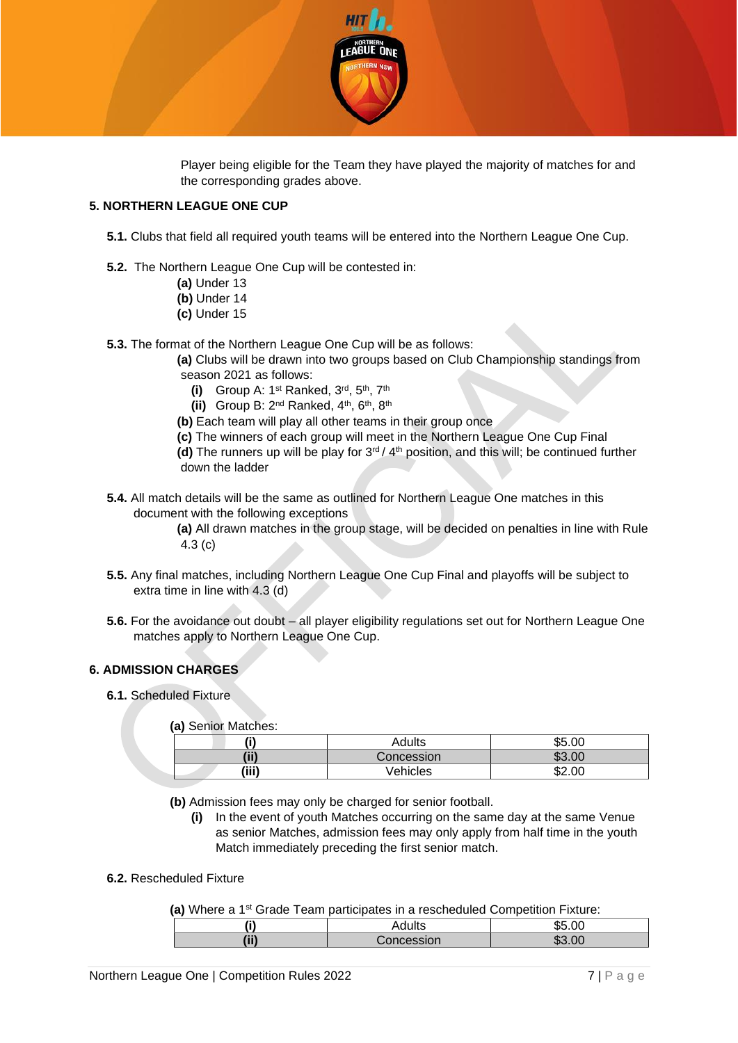Player being eligible for the Team they have played the majority of matches for and the corresponding grades above.

## 5. NORTHERN LEAGUE ONE CUP

**5.1.** Clubs that field all required youth teams will be entered into the Northern League One Cup.

**5.2.** The Northern League One Cup will be contested in:

**(a)** Under 13
**(b)** Under 14
**(c)** Under 15

**5.3.** The format of the Northern League One Cup will be as follows:

**(a)** Clubs will be drawn into two groups based on Club Championship standings from season 2021 as follows:

- **(i)** Group A: 1st Ranked, 3rd, 5th, 7th
- **(ii)** Group B: 2nd Ranked, 4th, 6th, 8th

**(b)** Each team will play all other teams in their group once
**(c)** The winners of each group will meet in the Northern League One Cup Final
**(d)** The runners up will be play for 3rd / 4th position, and this will; be continued further down the ladder

**5.4.** All match details will be the same as outlined for Northern League One matches in this document with the following exceptions

**(a)** All drawn matches in the group stage, will be decided on penalties in line with Rule 4.3 (c)

**5.5.** Any final matches, including Northern League One Cup Final and playoffs will be subject to extra time in line with 4.3 (d)

**5.6.** For the avoidance out doubt – all player eligibility regulations set out for Northern League One matches apply to Northern League One Cup.

## 6. ADMISSION CHARGES

**6.1.** Scheduled Fixture

**(a)** Senior Matches:

| | | |
|---|---|---|
| **(i)** | Adults | $5.00 |
| **(ii)** | Concession | $3.00 |
| **(iii)** | Vehicles | $2.00 |

**(b)** Admission fees may only be charged for senior football.

- **(i)** In the event of youth Matches occurring on the same day at the same Venue as senior Matches, admission fees may only apply from half time in the youth Match immediately preceding the first senior match.

**6.2.** Rescheduled Fixture

**(a)** Where a 1st Grade Team participates in a rescheduled Competition Fixture:

| | | |
|---|---|---|
| **(i)** | Adults | $5.00 |
| **(ii)** | Concession | $3.00 |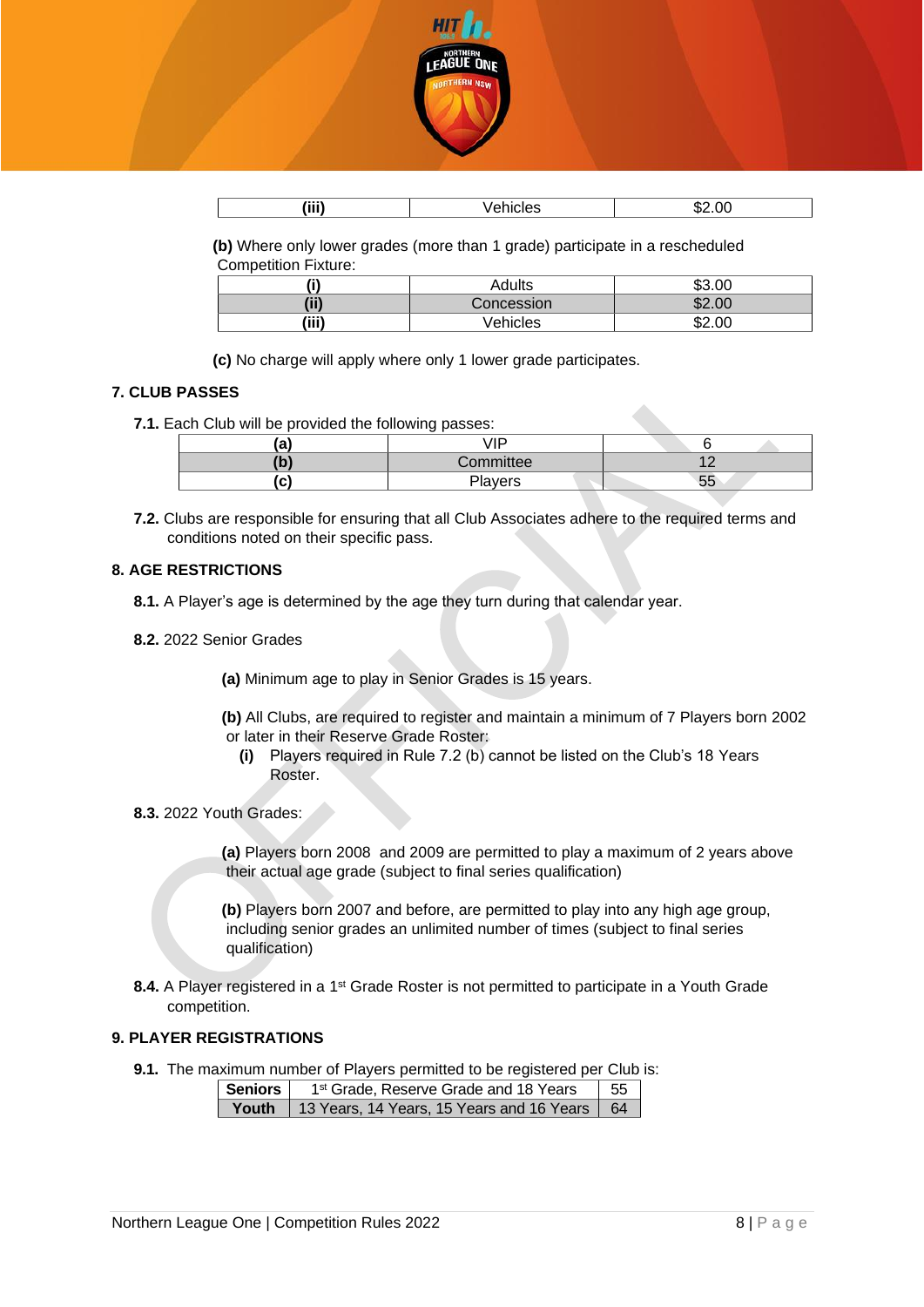| (iii) | Vehicles | $2.00 |
|---|---|---|

**(b)** Where only lower grades (more than 1 grade) participate in a rescheduled Competition Fixture:

| (i) | Adults | $3.00 |
|---|---|---|
| (ii) | Concession | $2.00 |
| (iii) | Vehicles | $2.00 |

**(c)** No charge will apply where only 1 lower grade participates.

## 7. CLUB PASSES

**7.1.** Each Club will be provided the following passes:

| (a) | VIP | 6 |
|---|---|---|
| (b) | Committee | 12 |
| (c) | Players | 55 |

**7.2.** Clubs are responsible for ensuring that all Club Associates adhere to the required terms and conditions noted on their specific pass.

## 8. AGE RESTRICTIONS

**8.1.** A Player's age is determined by the age they turn during that calendar year.

**8.2.** 2022 Senior Grades

**(a)** Minimum age to play in Senior Grades is 15 years.

**(b)** All Clubs, are required to register and maintain a minimum of 7 Players born 2002 or later in their Reserve Grade Roster:

**(i)** Players required in Rule 7.2 (b) cannot be listed on the Club's 18 Years Roster.

**8.3.** 2022 Youth Grades:

**(a)** Players born 2008 and 2009 are permitted to play a maximum of 2 years above their actual age grade (subject to final series qualification)

**(b)** Players born 2007 and before, are permitted to play into any high age group, including senior grades an unlimited number of times (subject to final series qualification)

**8.4.** A Player registered in a 1st Grade Roster is not permitted to participate in a Youth Grade competition.

## 9. PLAYER REGISTRATIONS

**9.1.** The maximum number of Players permitted to be registered per Club is:

| Seniors | 1st Grade, Reserve Grade and 18 Years | 55 |
|---|---|---|
| Youth | 13 Years, 14 Years, 15 Years and 16 Years | 64 |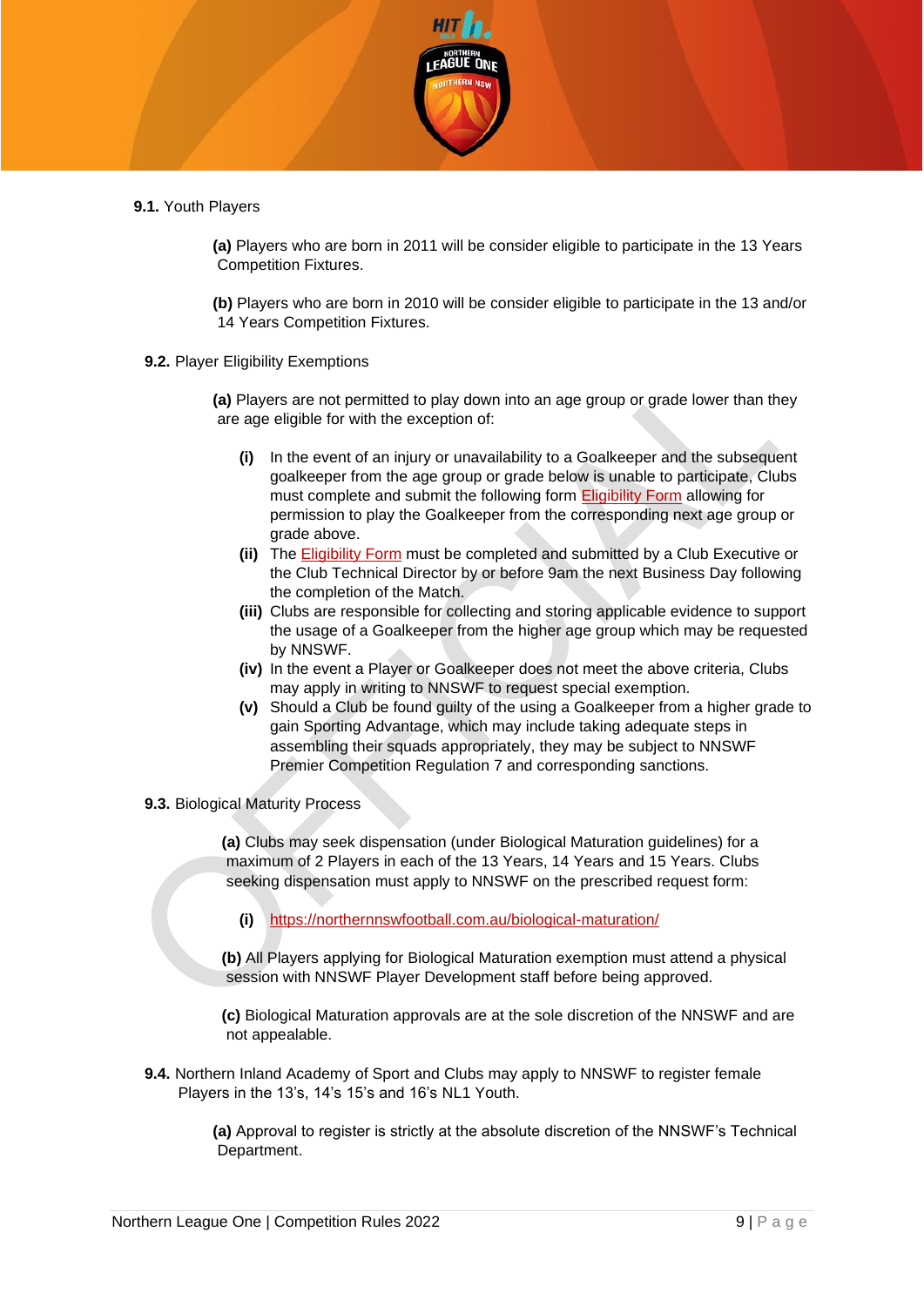**9.1.** Youth Players

**(a)** Players who are born in 2011 will be consider eligible to participate in the 13 Years Competition Fixtures.

**(b)** Players who are born in 2010 will be consider eligible to participate in the 13 and/or 14 Years Competition Fixtures.

**9.2.** Player Eligibility Exemptions

**(a)** Players are not permitted to play down into an age group or grade lower than they are age eligible for with the exception of:

- **(i)** In the event of an injury or unavailability to a Goalkeeper and the subsequent goalkeeper from the age group or grade below is unable to participate, Clubs must complete and submit the following form Eligibility Form allowing for permission to play the Goalkeeper from the corresponding next age group or grade above.
- **(ii)** The Eligibility Form must be completed and submitted by a Club Executive or the Club Technical Director by or before 9am the next Business Day following the completion of the Match.
- **(iii)** Clubs are responsible for collecting and storing applicable evidence to support the usage of a Goalkeeper from the higher age group which may be requested by NNSWF.
- **(iv)** In the event a Player or Goalkeeper does not meet the above criteria, Clubs may apply in writing to NNSWF to request special exemption.
- **(v)** Should a Club be found guilty of the using a Goalkeeper from a higher grade to gain Sporting Advantage, which may include taking adequate steps in assembling their squads appropriately, they may be subject to NNSWF Premier Competition Regulation 7 and corresponding sanctions.

**9.3.** Biological Maturity Process

**(a)** Clubs may seek dispensation (under Biological Maturation guidelines) for a maximum of 2 Players in each of the 13 Years, 14 Years and 15 Years. Clubs seeking dispensation must apply to NNSWF on the prescribed request form:

- **(i)** https://northernnswfootball.com.au/biological-maturation/

**(b)** All Players applying for Biological Maturation exemption must attend a physical session with NNSWF Player Development staff before being approved.

**(c)** Biological Maturation approvals are at the sole discretion of the NNSWF and are not appealable.

**9.4.** Northern Inland Academy of Sport and Clubs may apply to NNSWF to register female Players in the 13's, 14's 15's and 16's NL1 Youth.

**(a)** Approval to register is strictly at the absolute discretion of the NNSWF's Technical Department.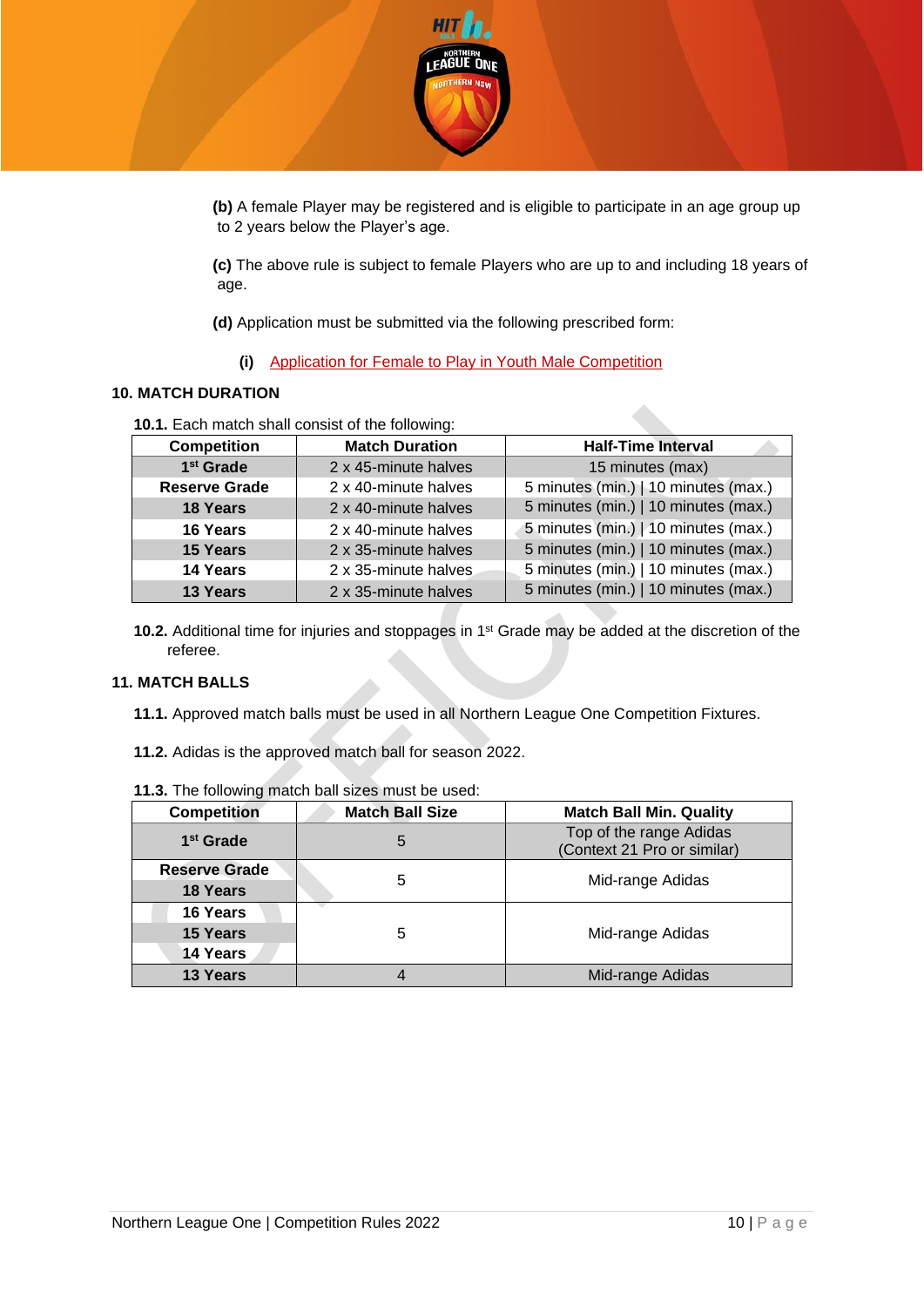**(b)** A female Player may be registered and is eligible to participate in an age group up to 2 years below the Player's age.

**(c)** The above rule is subject to female Players who are up to and including 18 years of age.

**(d)** Application must be submitted via the following prescribed form:

**(i)** Application for Female to Play in Youth Male Competition

## 10. MATCH DURATION

**10.1.** Each match shall consist of the following:

| Competition | Match Duration | Half-Time Interval |
|---|---|---|
| **1st Grade** | 2 x 45-minute halves | 15 minutes (max) |
| **Reserve Grade** | 2 x 40-minute halves | 5 minutes (min.) \| 10 minutes (max.) |
| **18 Years** | 2 x 40-minute halves | 5 minutes (min.) \| 10 minutes (max.) |
| **16 Years** | 2 x 40-minute halves | 5 minutes (min.) \| 10 minutes (max.) |
| **15 Years** | 2 x 35-minute halves | 5 minutes (min.) \| 10 minutes (max.) |
| **14 Years** | 2 x 35-minute halves | 5 minutes (min.) \| 10 minutes (max.) |
| **13 Years** | 2 x 35-minute halves | 5 minutes (min.) \| 10 minutes (max.) |

**10.2.** Additional time for injuries and stoppages in 1st Grade may be added at the discretion of the referee.

## 11. MATCH BALLS

**11.1.** Approved match balls must be used in all Northern League One Competition Fixtures.

**11.2.** Adidas is the approved match ball for season 2022.

**11.3.** The following match ball sizes must be used:

| Competition | Match Ball Size | Match Ball Min. Quality |
|---|---|---|
| **1st Grade** | 5 | Top of the range Adidas (Context 21 Pro or similar) |
| **Reserve Grade**<br>**18 Years** | 5 | Mid-range Adidas |
| **16 Years**<br>**15 Years**<br>**14 Years** | 5 | Mid-range Adidas |
| **13 Years** | 4 | Mid-range Adidas |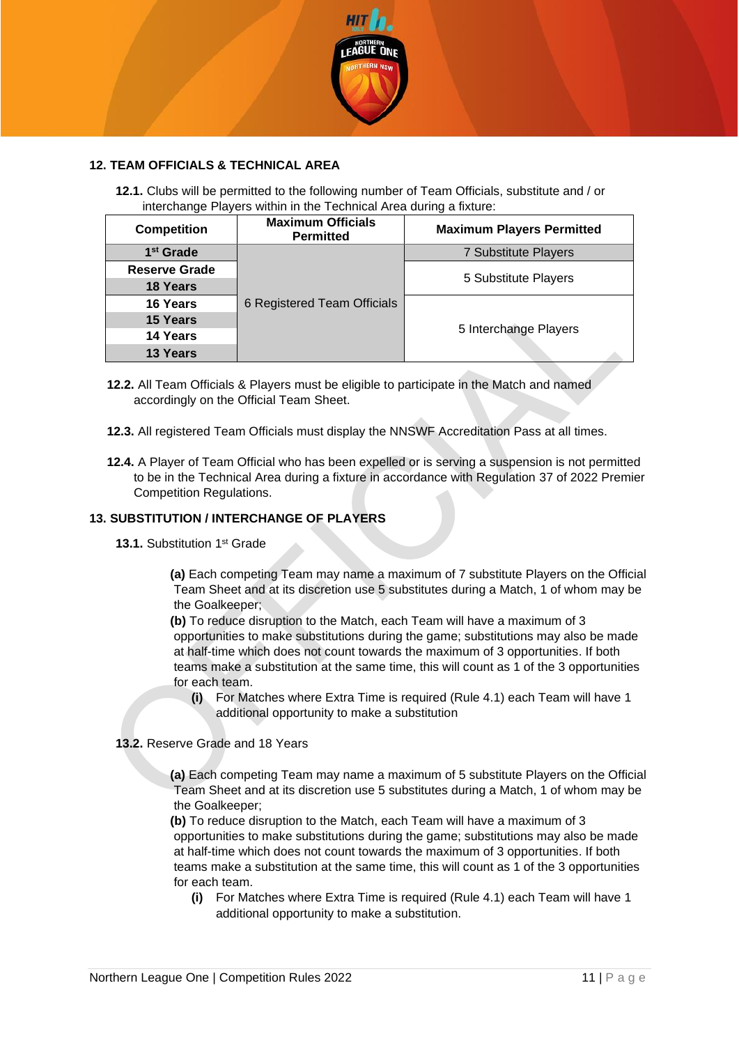## 12. TEAM OFFICIALS & TECHNICAL AREA

**12.1.** Clubs will be permitted to the following number of Team Officials, substitute and / or interchange Players within in the Technical Area during a fixture:

| Competition | Maximum Officials Permitted | Maximum Players Permitted |
|---|---|---|
| 1st Grade | 6 Registered Team Officials | 7 Substitute Players |
| Reserve Grade | | 5 Substitute Players |
| 18 Years | | |
| 16 Years | | 5 Interchange Players |
| 15 Years | | |
| 14 Years | | |
| 13 Years | | |

**12.2.** All Team Officials & Players must be eligible to participate in the Match and named accordingly on the Official Team Sheet.

**12.3.** All registered Team Officials must display the NNSWF Accreditation Pass at all times.

**12.4.** A Player of Team Official who has been expelled or is serving a suspension is not permitted to be in the Technical Area during a fixture in accordance with Regulation 37 of 2022 Premier Competition Regulations.

## 13. SUBSTITUTION / INTERCHANGE OF PLAYERS

**13.1.** Substitution 1st Grade

**(a)** Each competing Team may name a maximum of 7 substitute Players on the Official Team Sheet and at its discretion use 5 substitutes during a Match, 1 of whom may be the Goalkeeper;

**(b)** To reduce disruption to the Match, each Team will have a maximum of 3 opportunities to make substitutions during the game; substitutions may also be made at half-time which does not count towards the maximum of 3 opportunities. If both teams make a substitution at the same time, this will count as 1 of the 3 opportunities for each team.

- **(i)** For Matches where Extra Time is required (Rule 4.1) each Team will have 1 additional opportunity to make a substitution

**13.2.** Reserve Grade and 18 Years

**(a)** Each competing Team may name a maximum of 5 substitute Players on the Official Team Sheet and at its discretion use 5 substitutes during a Match, 1 of whom may be the Goalkeeper;

**(b)** To reduce disruption to the Match, each Team will have a maximum of 3 opportunities to make substitutions during the game; substitutions may also be made at half-time which does not count towards the maximum of 3 opportunities. If both teams make a substitution at the same time, this will count as 1 of the 3 opportunities for each team.

- **(i)** For Matches where Extra Time is required (Rule 4.1) each Team will have 1 additional opportunity to make a substitution.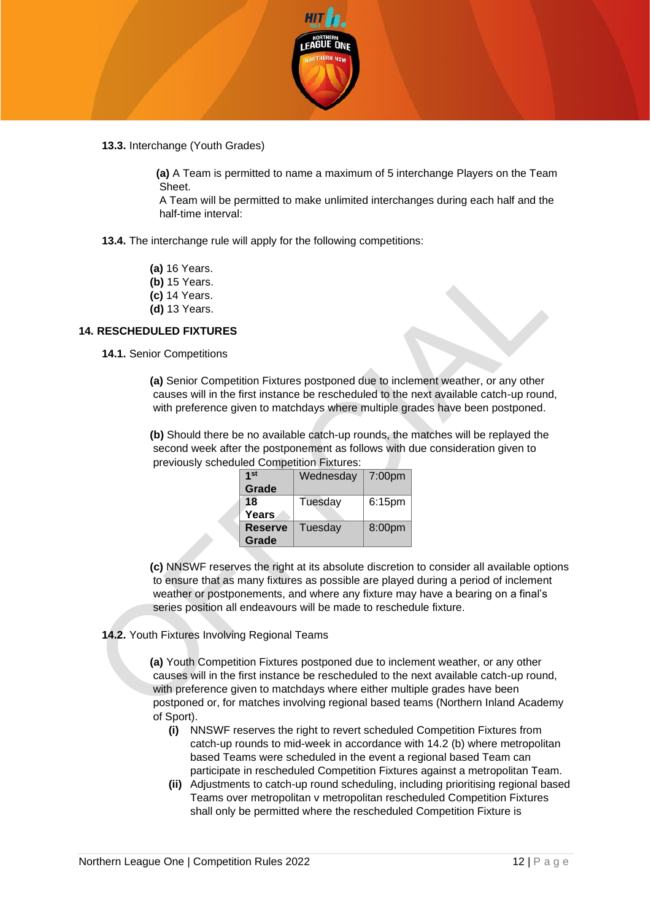**13.3.** Interchange (Youth Grades)

**(a)** A Team is permitted to name a maximum of 5 interchange Players on the Team Sheet.
A Team will be permitted to make unlimited interchanges during each half and the half-time interval:

**13.4.** The interchange rule will apply for the following competitions:

**(a)** 16 Years.
**(b)** 15 Years.
**(c)** 14 Years.
**(d)** 13 Years.

## 14. RESCHEDULED FIXTURES

**14.1.** Senior Competitions

**(a)** Senior Competition Fixtures postponed due to inclement weather, or any other causes will in the first instance be rescheduled to the next available catch-up round, with preference given to matchdays where multiple grades have been postponed.

**(b)** Should there be no available catch-up rounds, the matches will be replayed the second week after the postponement as follows with due consideration given to previously scheduled Competition Fixtures:

| | | |
|---|---|---|
| **1st Grade** | Wednesday | 7:00pm |
| **18 Years** | Tuesday | 6:15pm |
| **Reserve Grade** | Tuesday | 8:00pm |

**(c)** NNSWF reserves the right at its absolute discretion to consider all available options to ensure that as many fixtures as possible are played during a period of inclement weather or postponements, and where any fixture may have a bearing on a final's series position all endeavours will be made to reschedule fixture.

**14.2.** Youth Fixtures Involving Regional Teams

**(a)** Youth Competition Fixtures postponed due to inclement weather, or any other causes will in the first instance be rescheduled to the next available catch-up round, with preference given to matchdays where either multiple grades have been postponed or, for matches involving regional based teams (Northern Inland Academy of Sport).

**(i)** NNSWF reserves the right to revert scheduled Competition Fixtures from catch-up rounds to mid-week in accordance with 14.2 (b) where metropolitan based Teams were scheduled in the event a regional based Team can participate in rescheduled Competition Fixtures against a metropolitan Team.

**(ii)** Adjustments to catch-up round scheduling, including prioritising regional based Teams over metropolitan v metropolitan rescheduled Competition Fixtures shall only be permitted where the rescheduled Competition Fixture is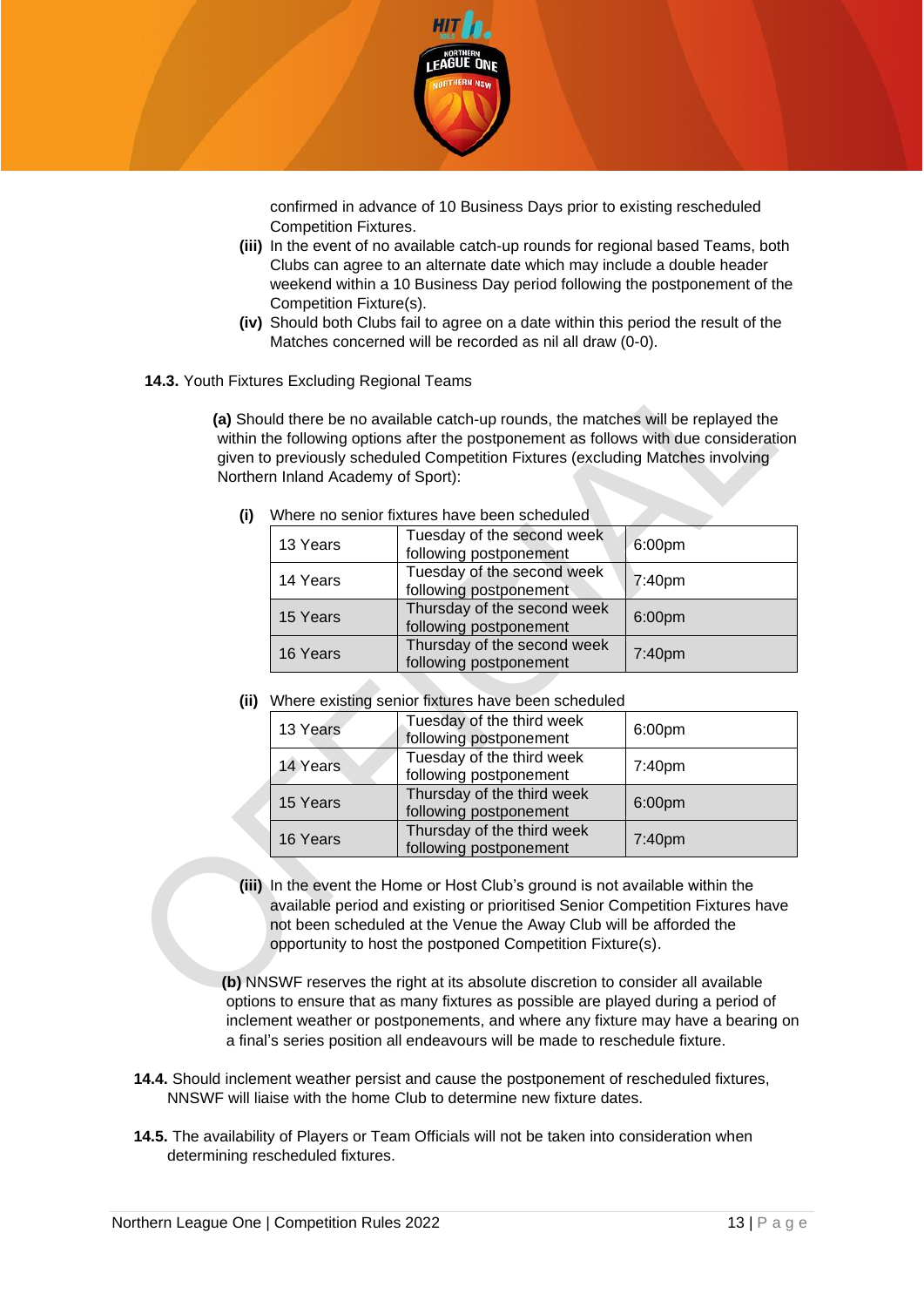confirmed in advance of 10 Business Days prior to existing rescheduled Competition Fixtures.

**(iii)** In the event of no available catch-up rounds for regional based Teams, both Clubs can agree to an alternate date which may include a double header weekend within a 10 Business Day period following the postponement of the Competition Fixture(s).

**(iv)** Should both Clubs fail to agree on a date within this period the result of the Matches concerned will be recorded as nil all draw (0-0).

**14.3.** Youth Fixtures Excluding Regional Teams

**(a)** Should there be no available catch-up rounds, the matches will be replayed the within the following options after the postponement as follows with due consideration given to previously scheduled Competition Fixtures (excluding Matches involving Northern Inland Academy of Sport):

**(i)** Where no senior fixtures have been scheduled

| | | |
|---|---|---|
| 13 Years | Tuesday of the second week following postponement | 6:00pm |
| 14 Years | Tuesday of the second week following postponement | 7:40pm |
| 15 Years | Thursday of the second week following postponement | 6:00pm |
| 16 Years | Thursday of the second week following postponement | 7:40pm |

**(ii)** Where existing senior fixtures have been scheduled

| | | |
|---|---|---|
| 13 Years | Tuesday of the third week following postponement | 6:00pm |
| 14 Years | Tuesday of the third week following postponement | 7:40pm |
| 15 Years | Thursday of the third week following postponement | 6:00pm |
| 16 Years | Thursday of the third week following postponement | 7:40pm |

**(iii)** In the event the Home or Host Club's ground is not available within the available period and existing or prioritised Senior Competition Fixtures have not been scheduled at the Venue the Away Club will be afforded the opportunity to host the postponed Competition Fixture(s).

**(b)** NNSWF reserves the right at its absolute discretion to consider all available options to ensure that as many fixtures as possible are played during a period of inclement weather or postponements, and where any fixture may have a bearing on a final's series position all endeavours will be made to reschedule fixture.

**14.4.** Should inclement weather persist and cause the postponement of rescheduled fixtures, NNSWF will liaise with the home Club to determine new fixture dates.

**14.5.** The availability of Players or Team Officials will not be taken into consideration when determining rescheduled fixtures.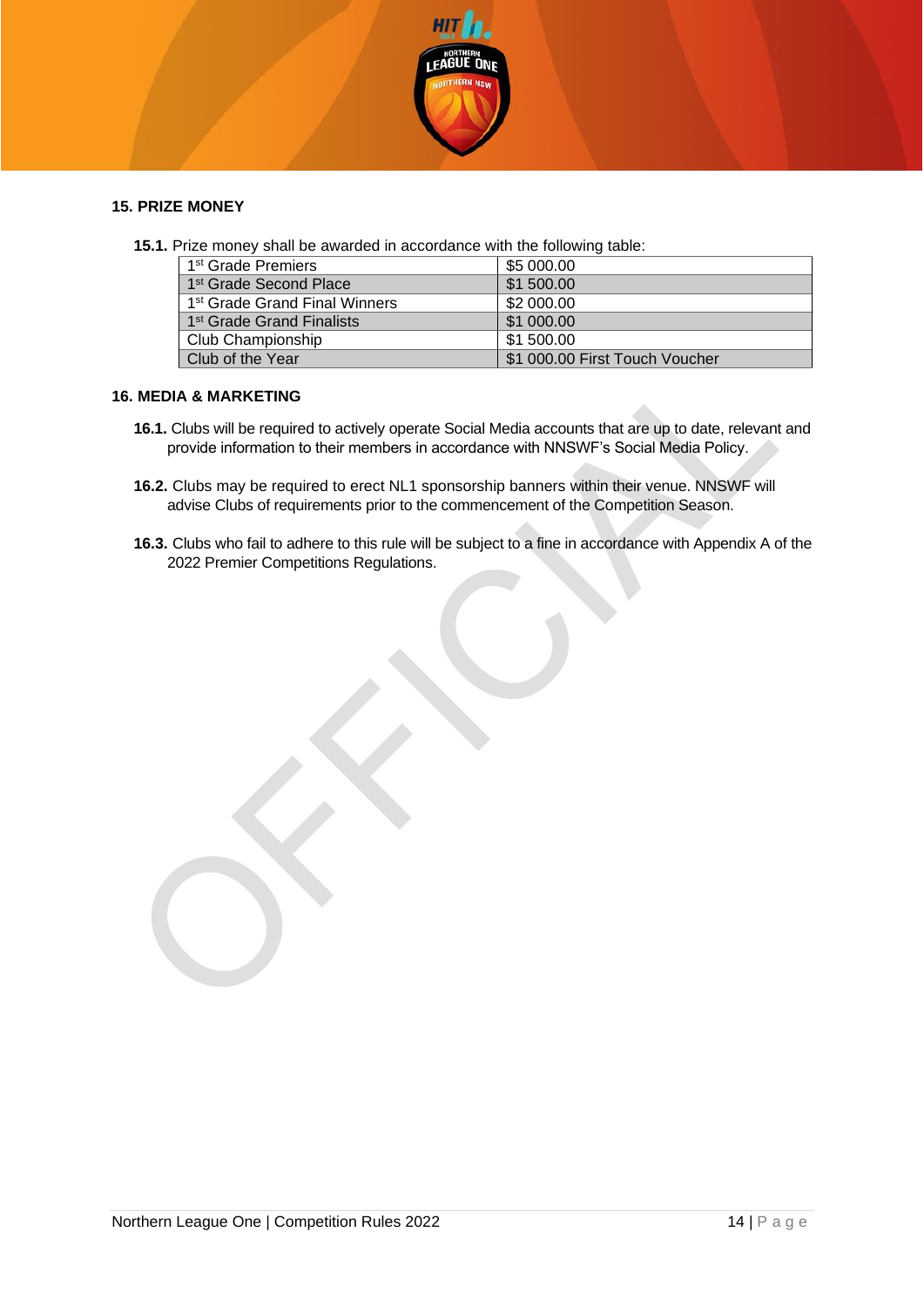## 15. PRIZE MONEY

**15.1.** Prize money shall be awarded in accordance with the following table:

| | |
|---|---|
| 1st Grade Premiers | $5 000.00 |
| 1st Grade Second Place | $1 500.00 |
| 1st Grade Grand Final Winners | $2 000.00 |
| 1st Grade Grand Finalists | $1 000.00 |
| Club Championship | $1 500.00 |
| Club of the Year | $1 000.00 First Touch Voucher |

## 16. MEDIA & MARKETING

**16.1.** Clubs will be required to actively operate Social Media accounts that are up to date, relevant and provide information to their members in accordance with NNSWF's Social Media Policy.

**16.2.** Clubs may be required to erect NL1 sponsorship banners within their venue. NNSWF will advise Clubs of requirements prior to the commencement of the Competition Season.

**16.3.** Clubs who fail to adhere to this rule will be subject to a fine in accordance with Appendix A of the 2022 Premier Competitions Regulations.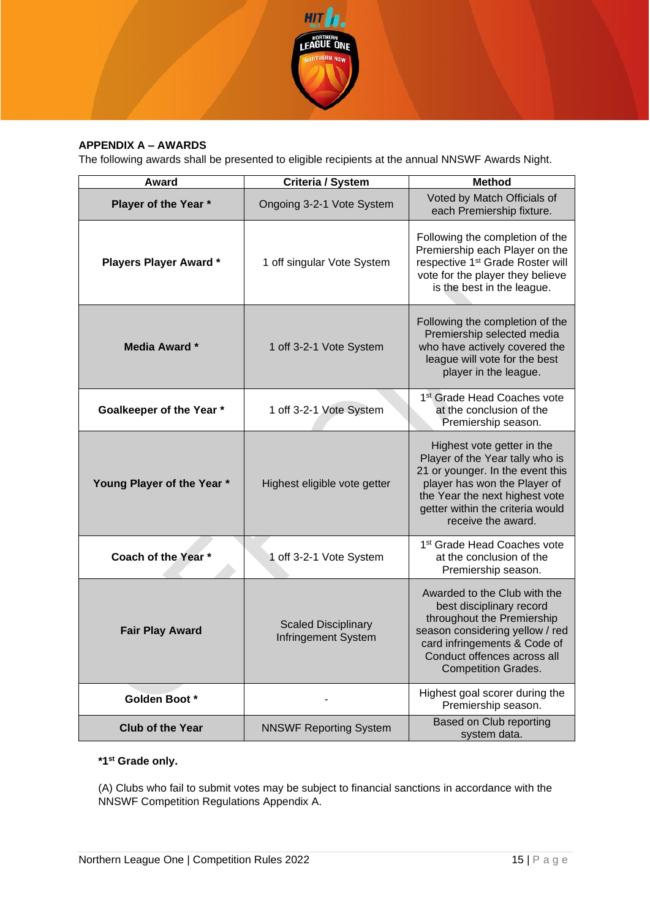## APPENDIX A – AWARDS

The following awards shall be presented to eligible recipients at the annual NNSWF Awards Night.

| Award | Criteria / System | Method |
|---|---|---|
| **Player of the Year *** | Ongoing 3-2-1 Vote System | Voted by Match Officials of each Premiership fixture. |
| **Players Player Award *** | 1 off singular Vote System | Following the completion of the Premiership each Player on the respective 1st Grade Roster will vote for the player they believe is the best in the league. |
| **Media Award *** | 1 off 3-2-1 Vote System | Following the completion of the Premiership selected media who have actively covered the league will vote for the best player in the league. |
| **Goalkeeper of the Year *** | 1 off 3-2-1 Vote System | 1st Grade Head Coaches vote at the conclusion of the Premiership season. |
| **Young Player of the Year *** | Highest eligible vote getter | Highest vote getter in the Player of the Year tally who is 21 or younger. In the event this player has won the Player of the Year the next highest vote getter within the criteria would receive the award. |
| **Coach of the Year *** | 1 off 3-2-1 Vote System | 1st Grade Head Coaches vote at the conclusion of the Premiership season. |
| **Fair Play Award** | Scaled Disciplinary Infringement System | Awarded to the Club with the best disciplinary record throughout the Premiership season considering yellow / red card infringements & Code of Conduct offences across all Competition Grades. |
| **Golden Boot *** | - | Highest goal scorer during the Premiership season. |
| **Club of the Year** | NNSWF Reporting System | Based on Club reporting system data. |

**\*1st Grade only.**

(A) Clubs who fail to submit votes may be subject to financial sanctions in accordance with the NNSWF Competition Regulations Appendix A.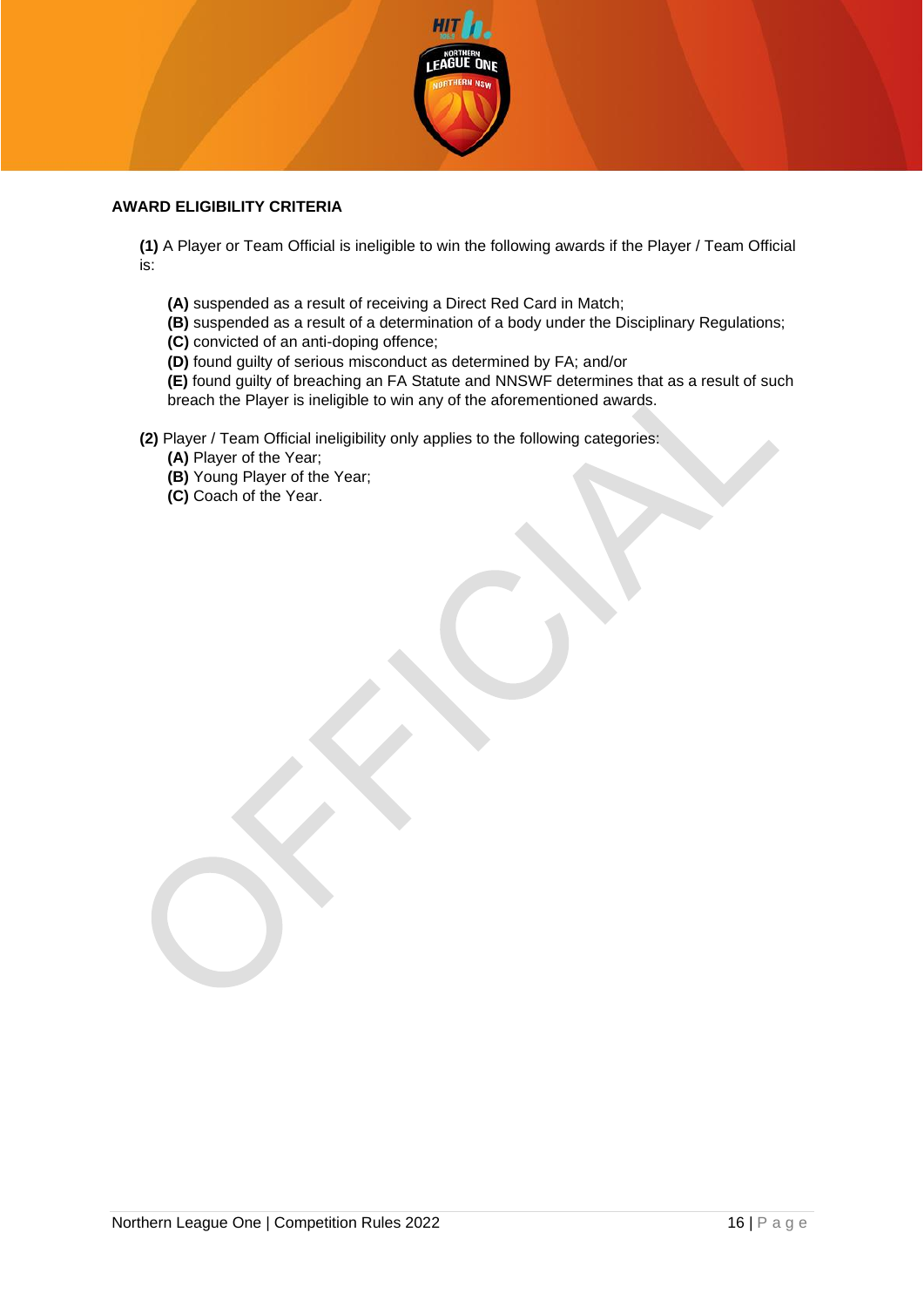## AWARD ELIGIBILITY CRITERIA

**(1)** A Player or Team Official is ineligible to win the following awards if the Player / Team Official is:

- **(A)** suspended as a result of receiving a Direct Red Card in Match;
- **(B)** suspended as a result of a determination of a body under the Disciplinary Regulations;
- **(C)** convicted of an anti-doping offence;
- **(D)** found guilty of serious misconduct as determined by FA; and/or
- **(E)** found guilty of breaching an FA Statute and NNSWF determines that as a result of such breach the Player is ineligible to win any of the aforementioned awards.

**(2)** Player / Team Official ineligibility only applies to the following categories:

- **(A)** Player of the Year;
- **(B)** Young Player of the Year;
- **(C)** Coach of the Year.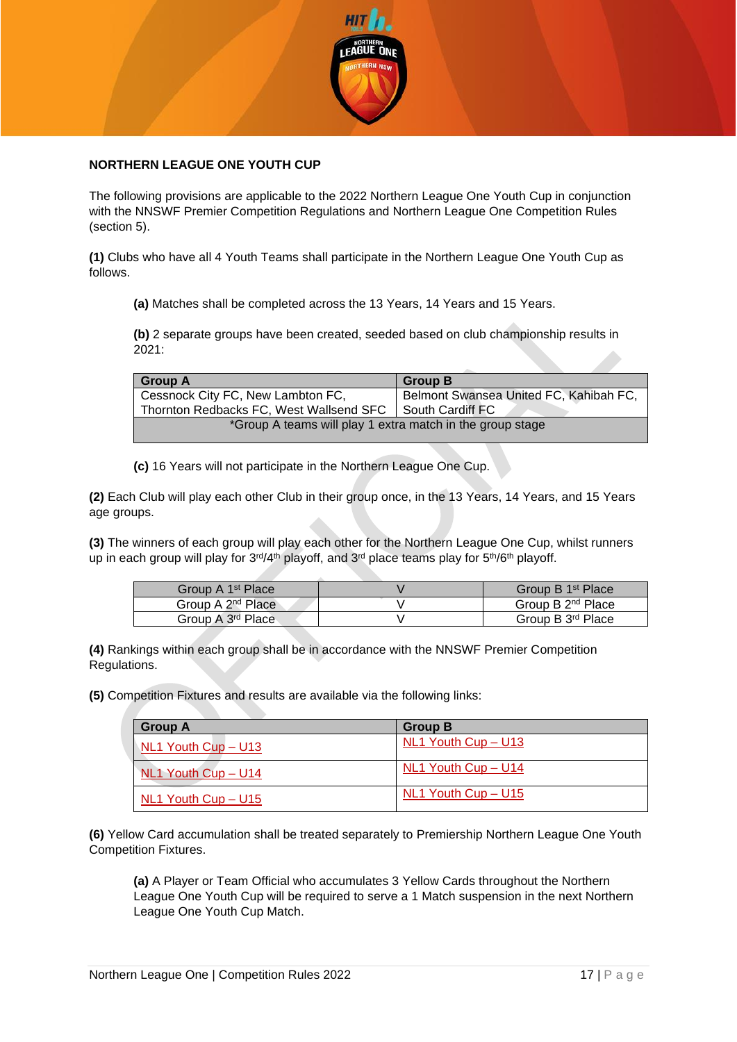## NORTHERN LEAGUE ONE YOUTH CUP

The following provisions are applicable to the 2022 Northern League One Youth Cup in conjunction with the NNSWF Premier Competition Regulations and Northern League One Competition Rules (section 5).

**(1)** Clubs who have all 4 Youth Teams shall participate in the Northern League One Youth Cup as follows.

> **(a)** Matches shall be completed across the 13 Years, 14 Years and 15 Years.
>
> **(b)** 2 separate groups have been created, seeded based on club championship results in 2021:

| Group A | Group B |
|---|---|
| Cessnock City FC, New Lambton FC, Thornton Redbacks FC, West Wallsend SFC | Belmont Swansea United FC, Kahibah FC, South Cardiff FC |
| *Group A teams will play 1 extra match in the group stage | |

> **(c)** 16 Years will not participate in the Northern League One Cup.

**(2)** Each Club will play each other Club in their group once, in the 13 Years, 14 Years, and 15 Years age groups.

**(3)** The winners of each group will play each other for the Northern League One Cup, whilst runners up in each group will play for 3rd/4th playoff, and 3rd place teams play for 5th/6th playoff.

| | | |
|---|---|---|
| Group A 1st Place | V | Group B 1st Place |
| Group A 2nd Place | V | Group B 2nd Place |
| Group A 3rd Place | V | Group B 3rd Place |

**(4)** Rankings within each group shall be in accordance with the NNSWF Premier Competition Regulations.

**(5)** Competition Fixtures and results are available via the following links:

| Group A | Group B |
|---|---|
| NL1 Youth Cup – U13 | NL1 Youth Cup – U13 |
| NL1 Youth Cup – U14 | NL1 Youth Cup – U14 |
| NL1 Youth Cup – U15 | NL1 Youth Cup – U15 |

**(6)** Yellow Card accumulation shall be treated separately to Premiership Northern League One Youth Competition Fixtures.

> **(a)** A Player or Team Official who accumulates 3 Yellow Cards throughout the Northern League One Youth Cup will be required to serve a 1 Match suspension in the next Northern League One Youth Cup Match.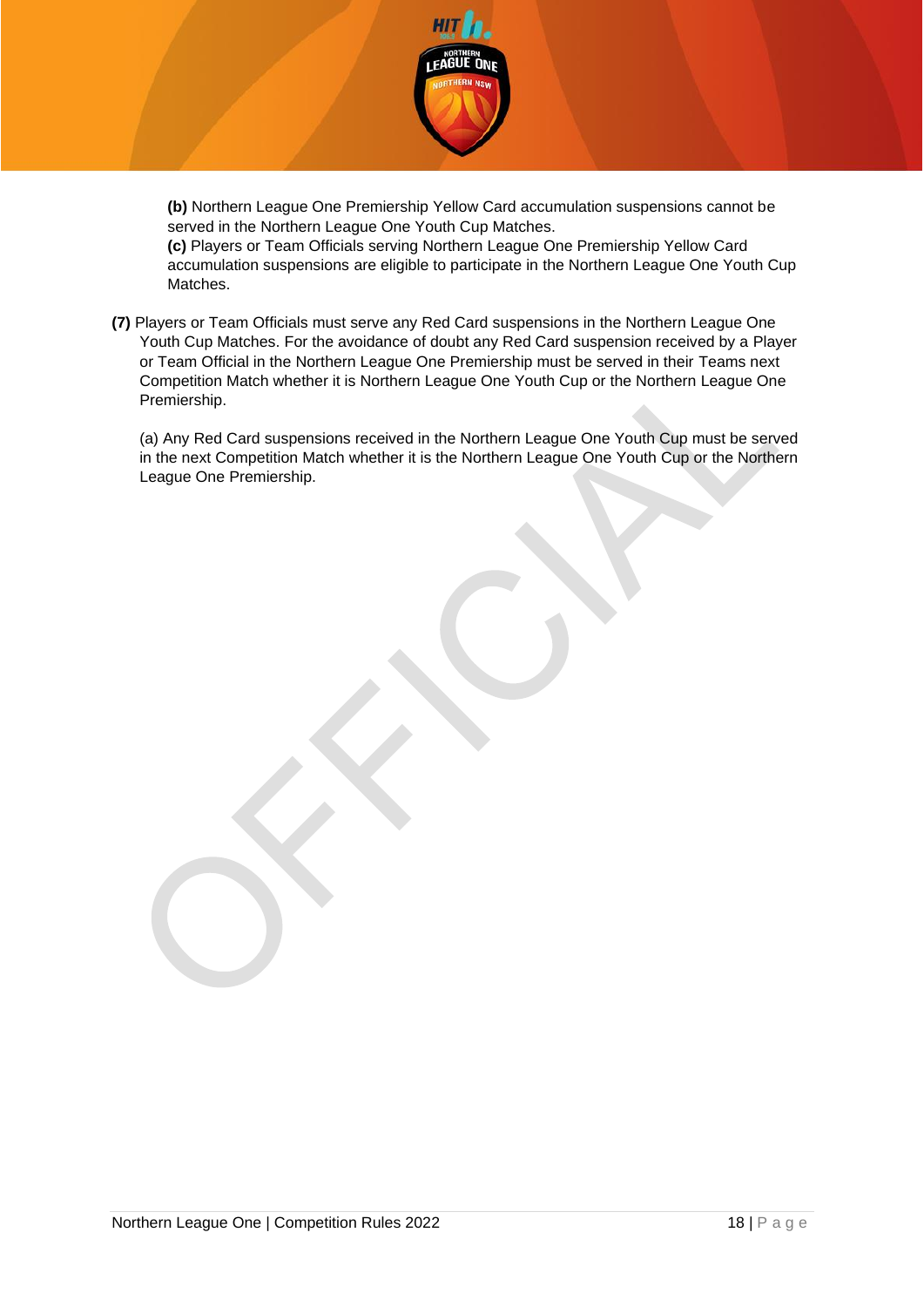**(b)** Northern League One Premiership Yellow Card accumulation suspensions cannot be served in the Northern League One Youth Cup Matches.
**(c)** Players or Team Officials serving Northern League One Premiership Yellow Card accumulation suspensions are eligible to participate in the Northern League One Youth Cup Matches.

**(7)** Players or Team Officials must serve any Red Card suspensions in the Northern League One Youth Cup Matches. For the avoidance of doubt any Red Card suspension received by a Player or Team Official in the Northern League One Premiership must be served in their Teams next Competition Match whether it is Northern League One Youth Cup or the Northern League One Premiership.

(a) Any Red Card suspensions received in the Northern League One Youth Cup must be served in the next Competition Match whether it is the Northern League One Youth Cup or the Northern League One Premiership.